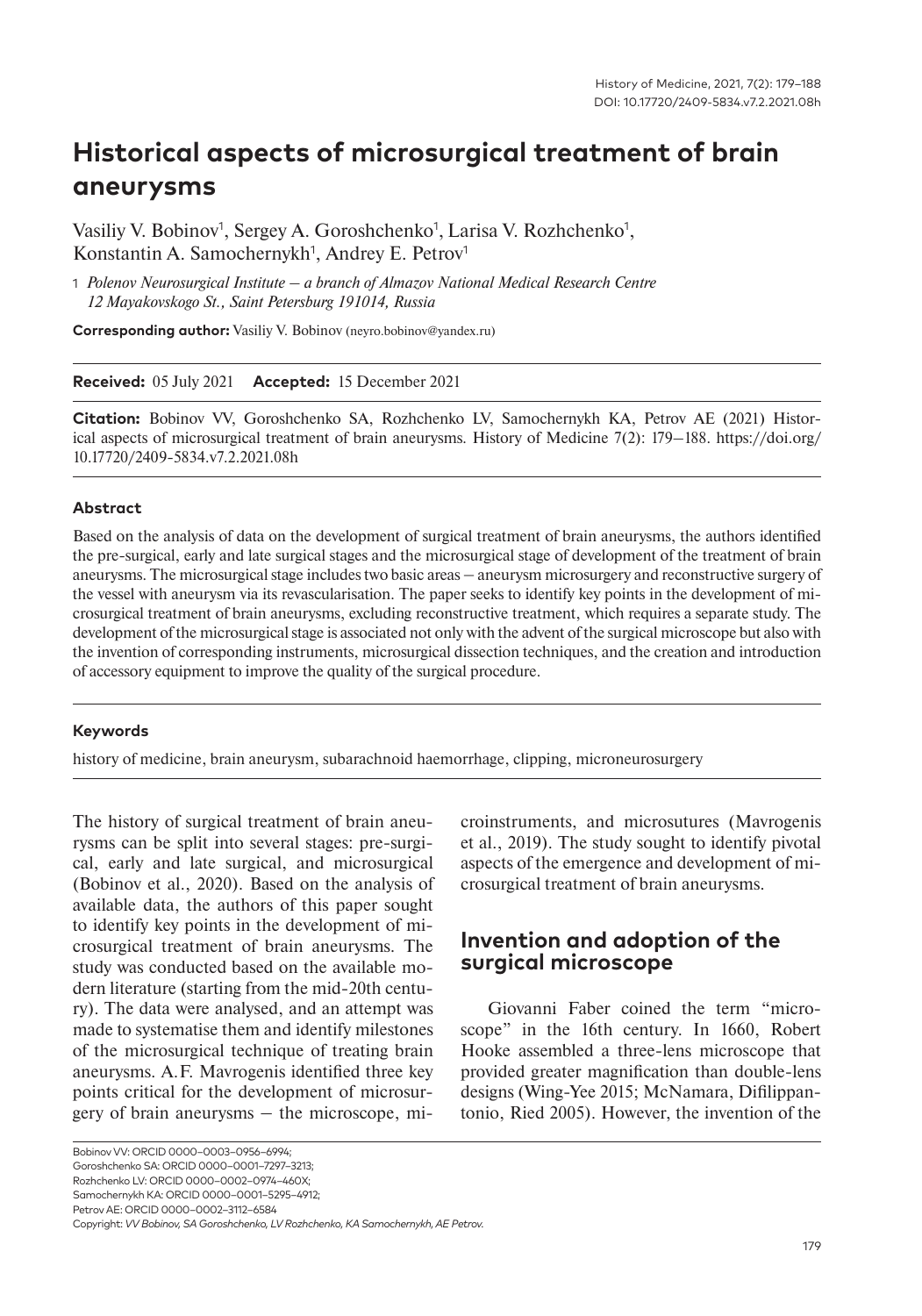# Historical aspects of microsurgical treatment of brain aneurysms

Vasiliy V. Bobinov[1], Sergey A. Goroshchenko[1], Larisa V. Rozhchenko[1], Konstantin A. Samochernykh[1], Andrey E. Petrov[1]

[1] *Polenov Neurosurgical Institute – a branch of Almazov National Medical Research Centre 12 Mayakovskogo St., Saint Petersburg 191014, Russia*

**Corresponding author:** Vasiliy V. Bobinov (neyro.bobinov@yandex.ru)

**Received:** 05 July 2021 **Accepted:** 15 December 2021

**Citation:** Bobinov VV, Goroshchenko SA, Rozhchenko LV, Samochernykh KA, Petrov AE (2021) Historical aspects of microsurgical treatment of brain aneurysms. History of Medicine 7(2): 179–188. https://doi.org/10.17720/2409-5834.v7.2.2021.08h

#### Abstract

Based on the analysis of data on the development of surgical treatment of brain aneurysms, the authors identified the pre-surgical, early and late surgical stages and the microsurgical stage of development of the treatment of brain aneurysms. The microsurgical stage includes two basic areas – aneurysm microsurgery and reconstructive surgery of the vessel with aneurysm via its revascularisation. The paper seeks to identify key points in the development of microsurgical treatment of brain aneurysms, excluding reconstructive treatment, which requires a separate study. The development of the microsurgical stage is associated not only with the advent of the surgical microscope but also with the invention of corresponding instruments, microsurgical dissection techniques, and the creation and introduction of accessory equipment to improve the quality of the surgical procedure.

#### Keywords

history of medicine, brain aneurysm, subarachnoid haemorrhage, clipping, microneurosurgery

The history of surgical treatment of brain aneurysms can be split into several stages: pre-surgical, early and late surgical, and microsurgical (Bobinov et al., 2020). Based on the analysis of available data, the authors of this paper sought to identify key points in the development of microsurgical treatment of brain aneurysms. The study was conducted based on the available modern literature (starting from the mid-20th century). The data were analysed, and an attempt was made to systematise them and identify milestones of the microsurgical technique of treating brain aneurysms. A.F. Mavrogenis identified three key points critical for the development of microsurgery of brain aneurysms – the microscope, microinstruments, and microsutures (Mavrogenis et al., 2019). The study sought to identify pivotal aspects of the emergence and development of microsurgical treatment of brain aneurysms.

## Invention and adoption of the surgical microscope

Giovanni Faber coined the term "microscope" in the 16th century. In 1660, Robert Hooke assembled a three-lens microscope that provided greater magnification than double-lens designs (Wing-Yee 2015; McNamara, Difilippantonio, Ried 2005). However, the invention of the

Bobinov VV: ORCID 0000–0003–0956–6994;
Goroshchenko SA: ORCID 0000–0001–7297–3213;
Rozhchenko LV: ORCID 0000–0002–0974–460X;
Samochernykh KA: ORCID 0000–0001–5295–4912;
Petrov AE: ORCID 0000–0002–3112–6584
Copyright: *VV Bobinov, SA Goroshchenko, LV Rozhchenko, KA Samochernykh, AE Petrov.*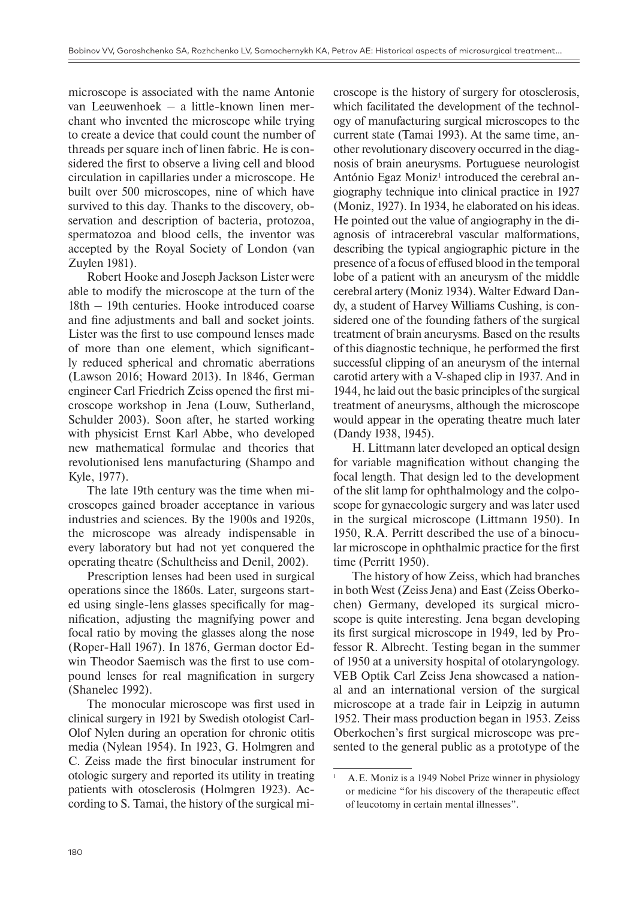microscope is associated with the name Antonie van Leeuwenhoek – a little-known linen merchant who invented the microscope while trying to create a device that could count the number of threads per square inch of linen fabric. He is considered the first to observe a living cell and blood circulation in capillaries under a microscope. He built over 500 microscopes, nine of which have survived to this day. Thanks to the discovery, observation and description of bacteria, protozoa, spermatozoa and blood cells, the inventor was accepted by the Royal Society of London (van Zuylen 1981).

Robert Hooke and Joseph Jackson Lister were able to modify the microscope at the turn of the 18th – 19th centuries. Hooke introduced coarse and fine adjustments and ball and socket joints. Lister was the first to use compound lenses made of more than one element, which significantly reduced spherical and chromatic aberrations (Lawson 2016; Howard 2013). In 1846, German engineer Carl Friedrich Zeiss opened the first microscope workshop in Jena (Louw, Sutherland, Schulder 2003). Soon after, he started working with physicist Ernst Karl Abbe, who developed new mathematical formulae and theories that revolutionised lens manufacturing (Shampo and Kyle, 1977).

The late 19th century was the time when microscopes gained broader acceptance in various industries and sciences. By the 1900s and 1920s, the microscope was already indispensable in every laboratory but had not yet conquered the operating theatre (Schultheiss and Denil, 2002).

Prescription lenses had been used in surgical operations since the 1860s. Later, surgeons started using single-lens glasses specifically for magnification, adjusting the magnifying power and focal ratio by moving the glasses along the nose (Roper-Hall 1967). In 1876, German doctor Edwin Theodor Saemisch was the first to use compound lenses for real magnification in surgery (Shanelec 1992).

The monocular microscope was first used in clinical surgery in 1921 by Swedish otologist Carl-Olof Nylen during an operation for chronic otitis media (Nylean 1954). In 1923, G. Holmgren and C. Zeiss made the first binocular instrument for otologic surgery and reported its utility in treating patients with otosclerosis (Holmgren 1923). According to S. Tamai, the history of the surgical microscope is the history of surgery for otosclerosis, which facilitated the development of the technology of manufacturing surgical microscopes to the current state (Tamai 1993). At the same time, another revolutionary discovery occurred in the diagnosis of brain aneurysms. Portuguese neurologist António Egaz Moniz[1] introduced the cerebral angiography technique into clinical practice in 1927 (Moniz, 1927). In 1934, he elaborated on his ideas. He pointed out the value of angiography in the diagnosis of intracerebral vascular malformations, describing the typical angiographic picture in the presence of a focus of effused blood in the temporal lobe of a patient with an aneurysm of the middle cerebral artery (Moniz 1934). Walter Edward Dandy, a student of Harvey Williams Cushing, is considered one of the founding fathers of the surgical treatment of brain aneurysms. Based on the results of this diagnostic technique, he performed the first successful clipping of an aneurysm of the internal carotid artery with a V-shaped clip in 1937. And in 1944, he laid out the basic principles of the surgical treatment of aneurysms, although the microscope would appear in the operating theatre much later (Dandy 1938, 1945).

H. Littmann later developed an optical design for variable magnification without changing the focal length. That design led to the development of the slit lamp for ophthalmology and the colposcope for gynaecologic surgery and was later used in the surgical microscope (Littmann 1950). In 1950, R.A. Perritt described the use of a binocular microscope in ophthalmic practice for the first time (Perritt 1950).

The history of how Zeiss, which had branches in both West (Zeiss Jena) and East (Zeiss Oberkochen) Germany, developed its surgical microscope is quite interesting. Jena began developing its first surgical microscope in 1949, led by Professor R. Albrecht. Testing began in the summer of 1950 at a university hospital of otolaryngology. VEB Optik Carl Zeiss Jena showcased a national and an international version of the surgical microscope at a trade fair in Leipzig in autumn 1952. Their mass production began in 1953. Zeiss Oberkochen's first surgical microscope was presented to the general public as a prototype of the

[1] A.E. Moniz is a 1949 Nobel Prize winner in physiology or medicine "for his discovery of the therapeutic effect of leucotomy in certain mental illnesses".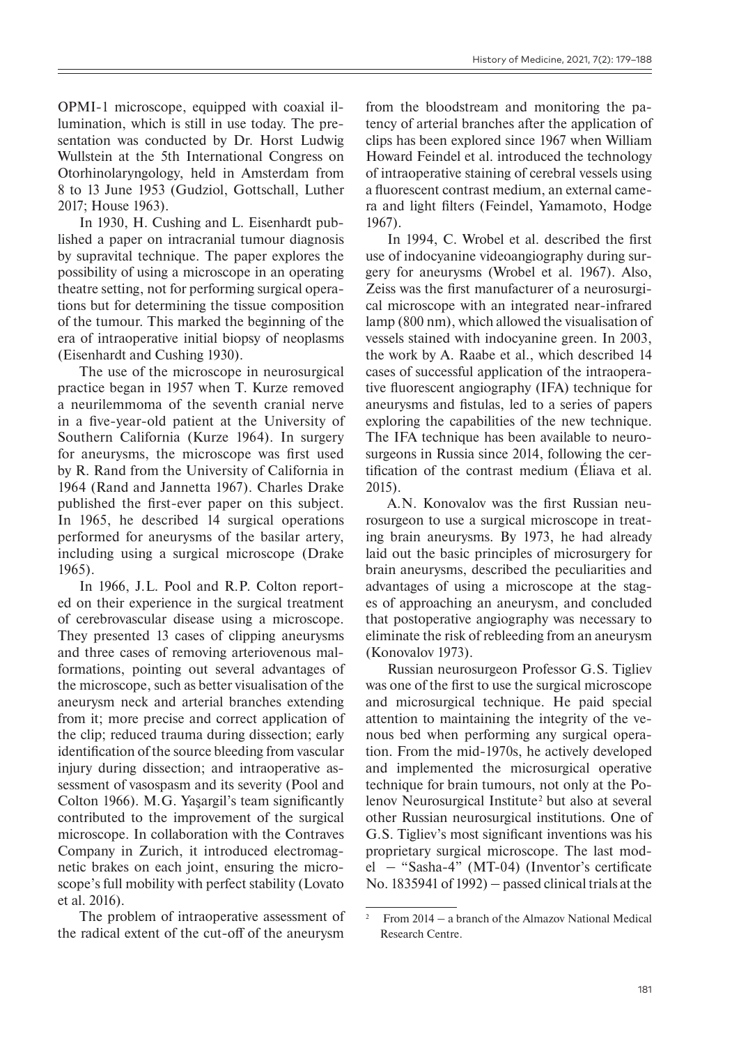OPMI-1 microscope, equipped with coaxial illumination, which is still in use today. The presentation was conducted by Dr. Horst Ludwig Wullstein at the 5th International Congress on Otorhinolaryngology, held in Amsterdam from 8 to 13 June 1953 (Gudziol, Gottschall, Luther 2017; House 1963).

In 1930, H. Cushing and L. Eisenhardt published a paper on intracranial tumour diagnosis by supravital technique. The paper explores the possibility of using a microscope in an operating theatre setting, not for performing surgical operations but for determining the tissue composition of the tumour. This marked the beginning of the era of intraoperative initial biopsy of neoplasms (Eisenhardt and Cushing 1930).

The use of the microscope in neurosurgical practice began in 1957 when T. Kurze removed a neurilemmoma of the seventh cranial nerve in a five-year-old patient at the University of Southern California (Kurze 1964). In surgery for aneurysms, the microscope was first used by R. Rand from the University of California in 1964 (Rand and Jannetta 1967). Charles Drake published the first-ever paper on this subject. In 1965, he described 14 surgical operations performed for aneurysms of the basilar artery, including using a surgical microscope (Drake 1965).

In 1966, J.L. Pool and R.P. Colton reported on their experience in the surgical treatment of cerebrovascular disease using a microscope. They presented 13 cases of clipping aneurysms and three cases of removing arteriovenous malformations, pointing out several advantages of the microscope, such as better visualisation of the aneurysm neck and arterial branches extending from it; more precise and correct application of the clip; reduced trauma during dissection; early identification of the source bleeding from vascular injury during dissection; and intraoperative assessment of vasospasm and its severity (Pool and Colton 1966). M.G. Yaşargil's team significantly contributed to the improvement of the surgical microscope. In collaboration with the Contraves Company in Zurich, it introduced electromagnetic brakes on each joint, ensuring the microscope's full mobility with perfect stability (Lovato et al. 2016).

The problem of intraoperative assessment of the radical extent of the cut-off of the aneurysm from the bloodstream and monitoring the patency of arterial branches after the application of clips has been explored since 1967 when William Howard Feindel et al. introduced the technology of intraoperative staining of cerebral vessels using a fluorescent contrast medium, an external camera and light filters (Feindel, Yamamoto, Hodge 1967).

In 1994, C. Wrobel et al. described the first use of indocyanine videoangiography during surgery for aneurysms (Wrobel et al. 1967). Also, Zeiss was the first manufacturer of a neurosurgical microscope with an integrated near-infrared lamp (800 nm), which allowed the visualisation of vessels stained with indocyanine green. In 2003, the work by A. Raabe et al., which described 14 cases of successful application of the intraoperative fluorescent angiography (IFA) technique for aneurysms and fistulas, led to a series of papers exploring the capabilities of the new technique. The IFA technique has been available to neurosurgeons in Russia since 2014, following the certification of the contrast medium (Éliava et al. 2015).

A.N. Konovalov was the first Russian neurosurgeon to use a surgical microscope in treating brain aneurysms. By 1973, he had already laid out the basic principles of microsurgery for brain aneurysms, described the peculiarities and advantages of using a microscope at the stages of approaching an aneurysm, and concluded that postoperative angiography was necessary to eliminate the risk of rebleeding from an aneurysm (Konovalov 1973).

Russian neurosurgeon Professor G.S. Tigliev was one of the first to use the surgical microscope and microsurgical technique. He paid special attention to maintaining the integrity of the venous bed when performing any surgical operation. From the mid-1970s, he actively developed and implemented the microsurgical operative technique for brain tumours, not only at the Polenov Neurosurgical Institute[2] but also at several other Russian neurosurgical institutions. One of G.S. Tigliev's most significant inventions was his proprietary surgical microscope. The last model – "Sasha-4" (MT-04) (Inventor's certificate No. 1835941 of 1992) – passed clinical trials at the

[2] From 2014 – a branch of the Almazov National Medical Research Centre.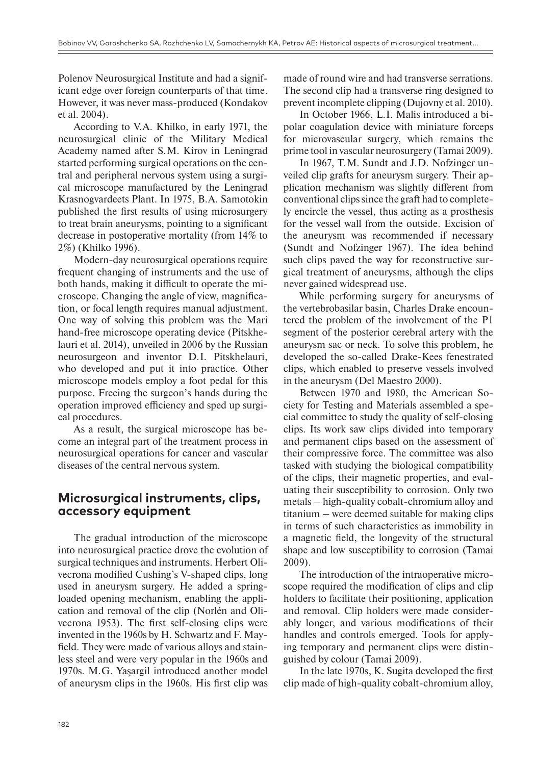Polenov Neurosurgical Institute and had a significant edge over foreign counterparts of that time. However, it was never mass-produced (Kondakov et al. 2004).

According to V.A. Khilko, in early 1971, the neurosurgical clinic of the Military Medical Academy named after S.M. Kirov in Leningrad started performing surgical operations on the central and peripheral nervous system using a surgical microscope manufactured by the Leningrad Krasnogvardeets Plant. In 1975, B.A. Samotokin published the first results of using microsurgery to treat brain aneurysms, pointing to a significant decrease in postoperative mortality (from 14% to 2%) (Khilko 1996).

Modern-day neurosurgical operations require frequent changing of instruments and the use of both hands, making it difficult to operate the microscope. Changing the angle of view, magnification, or focal length requires manual adjustment. One way of solving this problem was the Mari hand-free microscope operating device (Pitskhelauri et al. 2014), unveiled in 2006 by the Russian neurosurgeon and inventor D.I. Pitskhelauri, who developed and put it into practice. Other microscope models employ a foot pedal for this purpose. Freeing the surgeon's hands during the operation improved efficiency and sped up surgical procedures.

As a result, the surgical microscope has become an integral part of the treatment process in neurosurgical operations for cancer and vascular diseases of the central nervous system.

## Microsurgical instruments, clips, accessory equipment

The gradual introduction of the microscope into neurosurgical practice drove the evolution of surgical techniques and instruments. Herbert Olivecrona modified Cushing's V-shaped clips, long used in aneurysm surgery. He added a spring-loaded opening mechanism, enabling the application and removal of the clip (Norlén and Olivecrona 1953). The first self-closing clips were invented in the 1960s by H. Schwartz and F. Mayfield. They were made of various alloys and stainless steel and were very popular in the 1960s and 1970s. M.G. Yaşargil introduced another model of aneurysm clips in the 1960s. His first clip was made of round wire and had transverse serrations. The second clip had a transverse ring designed to prevent incomplete clipping (Dujovny et al. 2010).

In October 1966, L.I. Malis introduced a bipolar coagulation device with miniature forceps for microvascular surgery, which remains the prime tool in vascular neurosurgery (Tamai 2009).

In 1967, T.M. Sundt and J.D. Nofzinger unveiled clip grafts for aneurysm surgery. Their application mechanism was slightly different from conventional clips since the graft had to completely encircle the vessel, thus acting as a prosthesis for the vessel wall from the outside. Excision of the aneurysm was recommended if necessary (Sundt and Nofzinger 1967). The idea behind such clips paved the way for reconstructive surgical treatment of aneurysms, although the clips never gained widespread use.

While performing surgery for aneurysms of the vertebrobasilar basin, Charles Drake encountered the problem of the involvement of the P1 segment of the posterior cerebral artery with the aneurysm sac or neck. To solve this problem, he developed the so-called Drake-Kees fenestrated clips, which enabled to preserve vessels involved in the aneurysm (Del Maestro 2000).

Between 1970 and 1980, the American Society for Testing and Materials assembled a special committee to study the quality of self-closing clips. Its work saw clips divided into temporary and permanent clips based on the assessment of their compressive force. The committee was also tasked with studying the biological compatibility of the clips, their magnetic properties, and evaluating their susceptibility to corrosion. Only two metals – high-quality cobalt-chromium alloy and titanium – were deemed suitable for making clips in terms of such characteristics as immobility in a magnetic field, the longevity of the structural shape and low susceptibility to corrosion (Tamai 2009).

The introduction of the intraoperative microscope required the modification of clips and clip holders to facilitate their positioning, application and removal. Clip holders were made considerably longer, and various modifications of their handles and controls emerged. Tools for applying temporary and permanent clips were distinguished by colour (Tamai 2009).

In the late 1970s, K. Sugita developed the first clip made of high-quality cobalt-chromium alloy,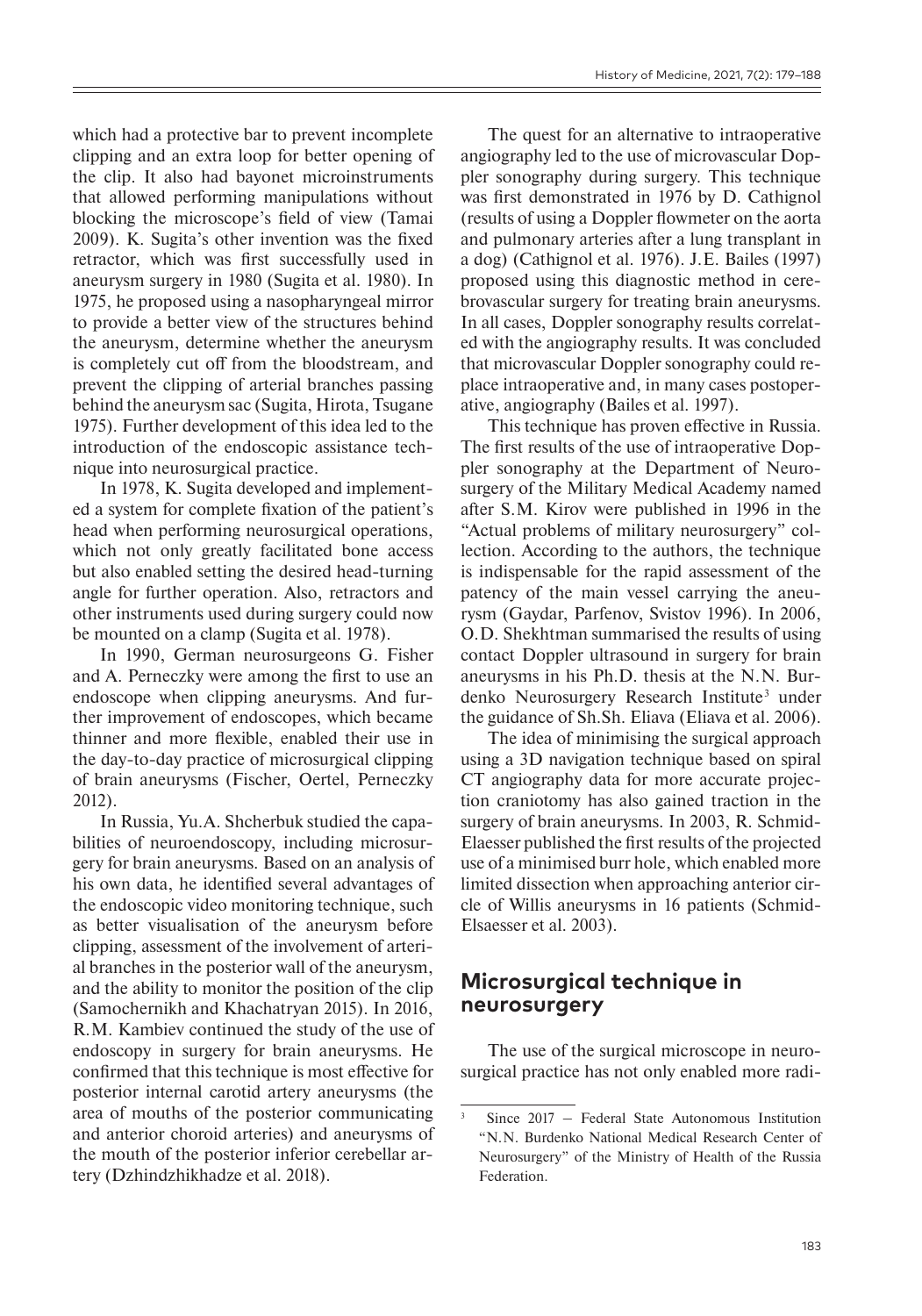which had a protective bar to prevent incomplete clipping and an extra loop for better opening of the clip. It also had bayonet microinstruments that allowed performing manipulations without blocking the microscope's field of view (Tamai 2009). K. Sugita's other invention was the fixed retractor, which was first successfully used in aneurysm surgery in 1980 (Sugita et al. 1980). In 1975, he proposed using a nasopharyngeal mirror to provide a better view of the structures behind the aneurysm, determine whether the aneurysm is completely cut off from the bloodstream, and prevent the clipping of arterial branches passing behind the aneurysm sac (Sugita, Hirota, Tsugane 1975). Further development of this idea led to the introduction of the endoscopic assistance technique into neurosurgical practice.

In 1978, K. Sugita developed and implemented a system for complete fixation of the patient's head when performing neurosurgical operations, which not only greatly facilitated bone access but also enabled setting the desired head-turning angle for further operation. Also, retractors and other instruments used during surgery could now be mounted on a clamp (Sugita et al. 1978).

In 1990, German neurosurgeons G. Fisher and A. Perneczky were among the first to use an endoscope when clipping aneurysms. And further improvement of endoscopes, which became thinner and more flexible, enabled their use in the day-to-day practice of microsurgical clipping of brain aneurysms (Fischer, Oertel, Perneczky 2012).

In Russia, Yu.A. Shcherbuk studied the capabilities of neuroendoscopy, including microsurgery for brain aneurysms. Based on an analysis of his own data, he identified several advantages of the endoscopic video monitoring technique, such as better visualisation of the aneurysm before clipping, assessment of the involvement of arterial branches in the posterior wall of the aneurysm, and the ability to monitor the position of the clip (Samochernikh and Khachatryan 2015). In 2016, R.M. Kambiev continued the study of the use of endoscopy in surgery for brain aneurysms. He confirmed that this technique is most effective for posterior internal carotid artery aneurysms (the area of mouths of the posterior communicating and anterior choroid arteries) and aneurysms of the mouth of the posterior inferior cerebellar artery (Dzhindzhikhadze et al. 2018).

The quest for an alternative to intraoperative angiography led to the use of microvascular Doppler sonography during surgery. This technique was first demonstrated in 1976 by D. Cathignol (results of using a Doppler flowmeter on the aorta and pulmonary arteries after a lung transplant in a dog) (Cathignol et al. 1976). J.E. Bailes (1997) proposed using this diagnostic method in cerebrovascular surgery for treating brain aneurysms. In all cases, Doppler sonography results correlated with the angiography results. It was concluded that microvascular Doppler sonography could replace intraoperative and, in many cases postoperative, angiography (Bailes et al. 1997).

This technique has proven effective in Russia. The first results of the use of intraoperative Doppler sonography at the Department of Neurosurgery of the Military Medical Academy named after S.M. Kirov were published in 1996 in the "Actual problems of military neurosurgery" collection. According to the authors, the technique is indispensable for the rapid assessment of the patency of the main vessel carrying the aneurysm (Gaydar, Parfenov, Svistov 1996). In 2006, O.D. Shekhtman summarised the results of using contact Doppler ultrasound in surgery for brain aneurysms in his Ph.D. thesis at the N.N. Burdenko Neurosurgery Research Institute[3] under the guidance of Sh.Sh. Eliava (Eliava et al. 2006).

The idea of minimising the surgical approach using a 3D navigation technique based on spiral CT angiography data for more accurate projection craniotomy has also gained traction in the surgery of brain aneurysms. In 2003, R. Schmid-Elaesser published the first results of the projected use of a minimised burr hole, which enabled more limited dissection when approaching anterior circle of Willis aneurysms in 16 patients (Schmid-Elsaesser et al. 2003).

## Microsurgical technique in neurosurgery

The use of the surgical microscope in neurosurgical practice has not only enabled more radi-

[3] Since 2017 – Federal State Autonomous Institution "N.N. Burdenko National Medical Research Center of Neurosurgery" of the Ministry of Health of the Russia Federation.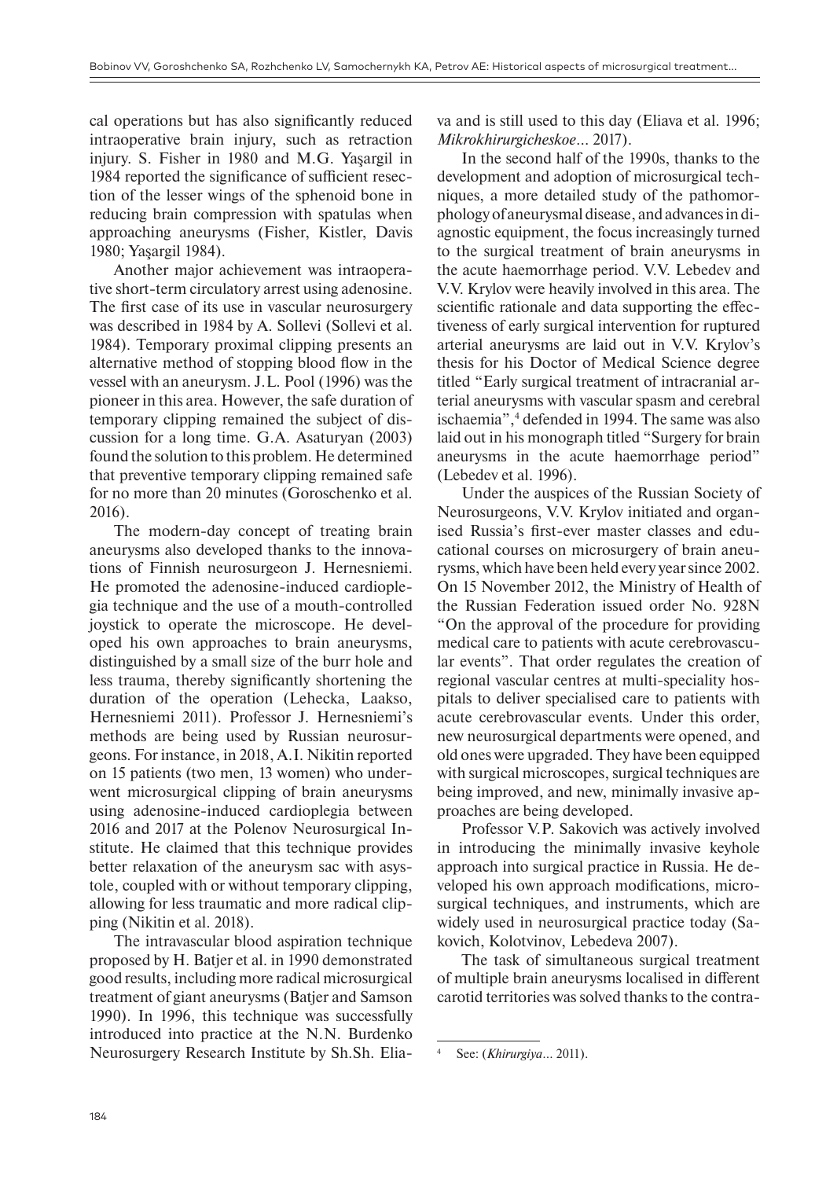cal operations but has also significantly reduced intraoperative brain injury, such as retraction injury. S. Fisher in 1980 and M.G. Yaşargil in 1984 reported the significance of sufficient resection of the lesser wings of the sphenoid bone in reducing brain compression with spatulas when approaching aneurysms (Fisher, Kistler, Davis 1980; Yaşargil 1984).

Another major achievement was intraoperative short-term circulatory arrest using adenosine. The first case of its use in vascular neurosurgery was described in 1984 by A. Sollevi (Sollevi et al. 1984). Temporary proximal clipping presents an alternative method of stopping blood flow in the vessel with an aneurysm. J.L. Pool (1996) was the pioneer in this area. However, the safe duration of temporary clipping remained the subject of discussion for a long time. G.A. Asaturyan (2003) found the solution to this problem. He determined that preventive temporary clipping remained safe for no more than 20 minutes (Goroschenko et al. 2016).

The modern-day concept of treating brain aneurysms also developed thanks to the innovations of Finnish neurosurgeon J. Hernesniemi. He promoted the adenosine-induced cardioplegia technique and the use of a mouth-controlled joystick to operate the microscope. He developed his own approaches to brain aneurysms, distinguished by a small size of the burr hole and less trauma, thereby significantly shortening the duration of the operation (Lehecka, Laakso, Hernesniemi 2011). Professor J. Hernesniemi's methods are being used by Russian neurosurgeons. For instance, in 2018, A.I. Nikitin reported on 15 patients (two men, 13 women) who underwent microsurgical clipping of brain aneurysms using adenosine-induced cardioplegia between 2016 and 2017 at the Polenov Neurosurgical Institute. He claimed that this technique provides better relaxation of the aneurysm sac with asystole, coupled with or without temporary clipping, allowing for less traumatic and more radical clipping (Nikitin et al. 2018).

The intravascular blood aspiration technique proposed by H. Batjer et al. in 1990 demonstrated good results, including more radical microsurgical treatment of giant aneurysms (Batjer and Samson 1990). In 1996, this technique was successfully introduced into practice at the N.N. Burdenko Neurosurgery Research Institute by Sh.Sh. Eliava and is still used to this day (Eliava et al. 1996; *Mikrokhirurgicheskoe*... 2017).

In the second half of the 1990s, thanks to the development and adoption of microsurgical techniques, a more detailed study of the pathomorphology of aneurysmal disease, and advances in diagnostic equipment, the focus increasingly turned to the surgical treatment of brain aneurysms in the acute haemorrhage period. V.V. Lebedev and V.V. Krylov were heavily involved in this area. The scientific rationale and data supporting the effectiveness of early surgical intervention for ruptured arterial aneurysms are laid out in V.V. Krylov's thesis for his Doctor of Medical Science degree titled "Early surgical treatment of intracranial arterial aneurysms with vascular spasm and cerebral ischaemia",[4] defended in 1994. The same was also laid out in his monograph titled "Surgery for brain aneurysms in the acute haemorrhage period" (Lebedev et al. 1996).

Under the auspices of the Russian Society of Neurosurgeons, V.V. Krylov initiated and organised Russia's first-ever master classes and educational courses on microsurgery of brain aneurysms, which have been held every year since 2002. On 15 November 2012, the Ministry of Health of the Russian Federation issued order No. 928N "On the approval of the procedure for providing medical care to patients with acute cerebrovascular events". That order regulates the creation of regional vascular centres at multi-speciality hospitals to deliver specialised care to patients with acute cerebrovascular events. Under this order, new neurosurgical departments were opened, and old ones were upgraded. They have been equipped with surgical microscopes, surgical techniques are being improved, and new, minimally invasive approaches are being developed.

Professor V.P. Sakovich was actively involved in introducing the minimally invasive keyhole approach into surgical practice in Russia. He developed his own approach modifications, microsurgical techniques, and instruments, which are widely used in neurosurgical practice today (Sakovich, Kolotvinov, Lebedeva 2007).

The task of simultaneous surgical treatment of multiple brain aneurysms localised in different carotid territories was solved thanks to the contra-

[4] See: (*Khirurgiya*... 2011).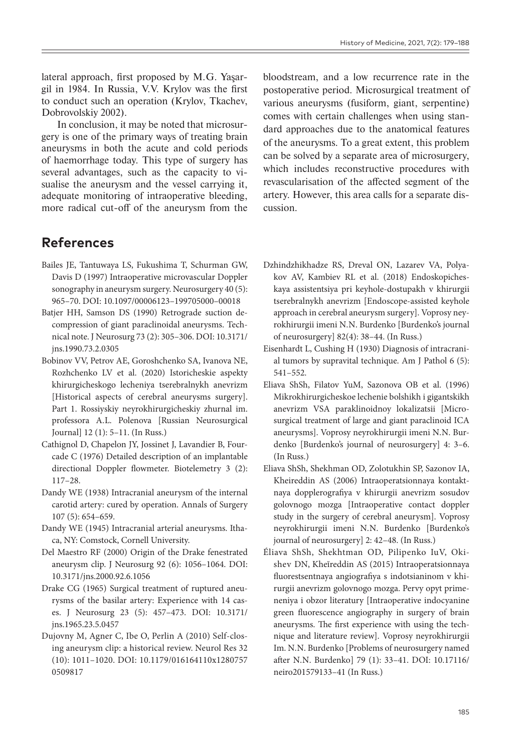lateral approach, first proposed by M.G. Yaşargil in 1984. In Russia, V.V. Krylov was the first to conduct such an operation (Krylov, Tkachev, Dobrovolskiy 2002).

In conclusion, it may be noted that microsurgery is one of the primary ways of treating brain aneurysms in both the acute and cold periods of haemorrhage today. This type of surgery has several advantages, such as the capacity to visualise the aneurysm and the vessel carrying it, adequate monitoring of intraoperative bleeding, more radical cut-off of the aneurysm from the bloodstream, and a low recurrence rate in the postoperative period. Microsurgical treatment of various aneurysms (fusiform, giant, serpentine) comes with certain challenges when using standard approaches due to the anatomical features of the aneurysms. To a great extent, this problem can be solved by a separate area of microsurgery, which includes reconstructive procedures with revascularisation of the affected segment of the artery. However, this area calls for a separate discussion.

## References

Bailes JE, Tantuwaya LS, Fukushima T, Schurman GW, Davis D (1997) Intraoperative microvascular Doppler sonography in aneurysm surgery. Neurosurgery 40 (5): 965–70. DOI: 10.1097/00006123–199705000–00018

Batjer HH, Samson DS (1990) Retrograde suction decompression of giant paraclinoidal aneurysms. Technical note. J Neurosurg 73 (2): 305–306. DOI: 10.3171/jns.1990.73.2.0305

Bobinov VV, Petrov AE, Goroshchenko SA, Ivanova NE, Rozhchenko LV et al. (2020) Istoricheskie aspekty khirurgicheskogo lecheniya tserebralnykh anevrizm [Historical aspects of cerebral aneurysms surgery]. Part 1. Rossiyskiy neyrokhirurgicheskiy zhurnal im. professora A.L. Polenova [Russian Neurosurgical Journal] 12 (1): 5–11. (In Russ.)

Cathignol D, Chapelon JY, Jossinet J, Lavandier B, Fourcade C (1976) Detailed description of an implantable directional Doppler flowmeter. Biotelemetry 3 (2): 117–28.

Dandy WE (1938) Intracranial aneurysm of the internal carotid artery: cured by operation. Annals of Surgery 107 (5): 654–659.

Dandy WE (1945) Intracranial arterial aneurysms. Ithaca, NY: Comstock, Cornell University.

Del Maestro RF (2000) Origin of the Drake fenestrated aneurysm clip. J Neurosurg 92 (6): 1056–1064. DOI: 10.3171/jns.2000.92.6.1056

Drake CG (1965) Surgical treatment of ruptured aneurysms of the basilar artery: Experience with 14 cases. J Neurosurg 23 (5): 457–473. DOI: 10.3171/jns.1965.23.5.0457

Dujovny M, Agner C, Ibe O, Perlin A (2010) Self-closing aneurysm clip: a historical review. Neurol Res 32 (10): 1011–1020. DOI: 10.1179/016164110x1280757 0509817

Dzhindzhikhadze RS, Dreval ON, Lazarev VA, Polyakov AV, Kambiev RL et al. (2018) Endoskopicheskaya assistentsiya pri keyhole-dostupakh v khirurgii tserebralnykh anevrizm [Endoscope-assisted keyhole approach in cerebral aneurysm surgery]. Voprosy neyrokhirurgii imeni N.N. Burdenko [Burdenko's journal of neurosurgery] 82(4): 38–44. (In Russ.)

Eisenhardt L, Cushing H (1930) Diagnosis of intracranial tumors by supravital technique. Am J Pathol 6 (5): 541–552.

Eliava ShSh, Filatov YuM, Sazonova OB et al. (1996) Mikrokhirurgicheskoe lechenie bolshikh i gigantskikh anevrizm VSA paraklinoidnoy lokalizatsii [Microsurgical treatment of large and giant paraclinoid ICA aneurysms]. Voprosy neyrokhirurgii imeni N.N. Burdenko [Burdenko's journal of neurosurgery] 4: 3–6. (In Russ.)

Eliava ShSh, Shekhman OD, Zolotukhin SP, Sazonov IA, Kheireddin AS (2006) Intraoperatsionnaya kontaktnaya dopplerografiya v khirurgii anevrizm sosudov golovnogo mozga [Intraoperative contact doppler study in the surgery of cerebral aneurysm]. Voprosy neyrokhirurgii imeni N.N. Burdenko [Burdenko's journal of neurosurgery] 2: 42–48. (In Russ.)

Éliava ShSh, Shekhtman OD, Pilipenko IuV, Okishev DN, Kheĭreddin AS (2015) Intraoperatsionnaya fluorestsentnaya angiografiya s indotsianinom v khirurgii anevrizm golovnogo mozga. Pervy opyt primeneniya i obzor literatury [Intraoperative indocyanine green fluorescence angiography in surgery of brain aneurysms. The first experience with using the technique and literature review]. Voprosy neyrokhirurgii Im. N.N. Burdenko [Problems of neurosurgery named after N.N. Burdenko] 79 (1): 33–41. DOI: 10.17116/neiro201579133–41 (In Russ.)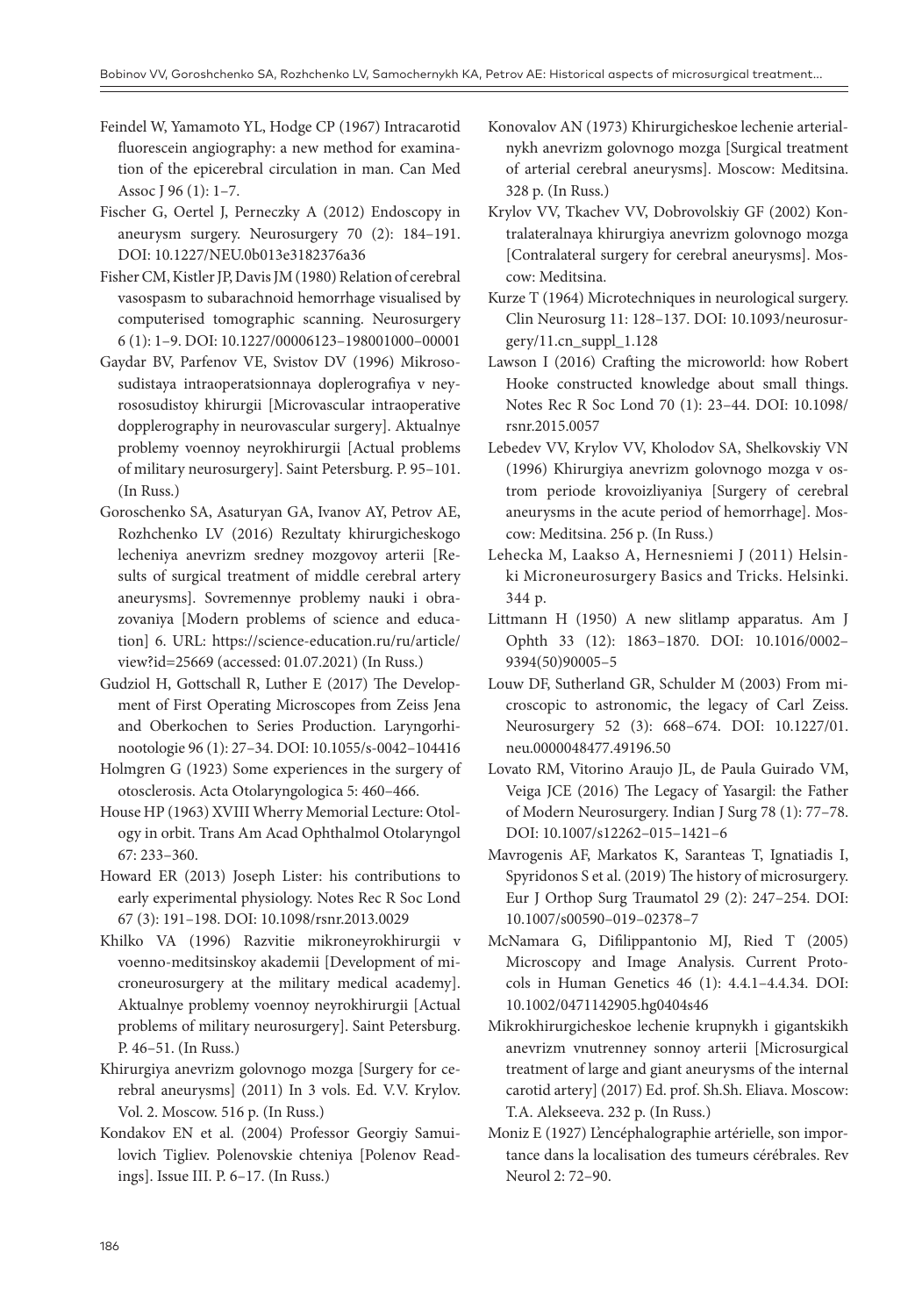Feindel W, Yamamoto YL, Hodge CP (1967) Intracarotid fluorescein angiography: a new method for examination of the epicerebral circulation in man. Can Med Assoc J 96 (1): 1–7.

Fischer G, Oertel J, Perneczky A (2012) Endoscopy in aneurysm surgery. Neurosurgery 70 (2): 184–191. DOI: 10.1227/NEU.0b013e3182376a36

Fisher CM, Kistler JP, Davis JM (1980) Relation of cerebral vasospasm to subarachnoid hemorrhage visualised by computerised tomographic scanning. Neurosurgery 6 (1): 1–9. DOI: 10.1227/00006123–198001000–00001

Gaydar BV, Parfenov VE, Svistov DV (1996) Mikrososudistaya intraoperatsionnaya doplerografiya v neyrososudistoy khirurgii [Microvascular intraoperative dopplerography in neurovascular surgery]. Aktualnye problemy voennoy neyrokhirurgii [Actual problems of military neurosurgery]. Saint Petersburg. P. 95–101. (In Russ.)

Goroschenko SA, Asaturyan GA, Ivanov AY, Petrov AE, Rozhchenko LV (2016) Rezultaty khirurgicheskogo lecheniya anevrizm sredney mozgovoy arterii [Results of surgical treatment of middle cerebral artery aneurysms]. Sovremennye problemy nauki i obrazovaniya [Modern problems of science and education] 6. URL: https://science-education.ru/ru/article/view?id=25669 (accessed: 01.07.2021) (In Russ.)

Gudziol H, Gottschall R, Luther E (2017) The Development of First Operating Microscopes from Zeiss Jena and Oberkochen to Series Production. Laryngorhinootologie 96 (1): 27–34. DOI: 10.1055/s-0042–104416

Holmgren G (1923) Some experiences in the surgery of otosclerosis. Acta Otolaryngologica 5: 460–466.

House HP (1963) XVIII Wherry Memorial Lecture: Otology in orbit. Trans Am Acad Ophthalmol Otolaryngol 67: 233–360.

Howard ER (2013) Joseph Lister: his contributions to early experimental physiology. Notes Rec R Soc Lond 67 (3): 191–198. DOI: 10.1098/rsnr.2013.0029

Khilko VA (1996) Razvitie mikroneyrokhirurgii v voenno-meditsinskoy akademii [Development of microneurosurgery at the military medical academy]. Aktualnye problemy voennoy neyrokhirurgii [Actual problems of military neurosurgery]. Saint Petersburg. P. 46–51. (In Russ.)

Khirurgiya anevrizm golovnogo mozga [Surgery for cerebral aneurysms] (2011) In 3 vols. Ed. V.V. Krylov. Vol. 2. Moscow. 516 p. (In Russ.)

Kondakov EN et al. (2004) Professor Georgiy Samuilovich Tigliev. Polenovskie chteniya [Polenov Readings]. Issue III. P. 6–17. (In Russ.)

Konovalov AN (1973) Khirurgicheskoe lechenie arterialnykh anevrizm golovnogo mozga [Surgical treatment of arterial cerebral aneurysms]. Moscow: Meditsina. 328 p. (In Russ.)

Krylov VV, Tkachev VV, Dobrovolskiy GF (2002) Kontralateralnaya khirurgiya anevrizm golovnogo mozga [Contralateral surgery for cerebral aneurysms]. Moscow: Meditsina.

Kurze T (1964) Microtechniques in neurological surgery. Clin Neurosurg 11: 128–137. DOI: 10.1093/neurosurgery/11.cn_suppl_1.128

Lawson I (2016) Crafting the microworld: how Robert Hooke constructed knowledge about small things. Notes Rec R Soc Lond 70 (1): 23–44. DOI: 10.1098/rsnr.2015.0057

Lebedev VV, Krylov VV, Kholodov SA, Shelkovskiy VN (1996) Khirurgiya anevrizm golovnogo mozga v ostrom periode krovoizliyaniya [Surgery of cerebral aneurysms in the acute period of hemorrhage]. Moscow: Meditsina. 256 p. (In Russ.)

Lehecka M, Laakso A, Hernesniemi J (2011) Helsinki Microneurosurgery Basics and Tricks. Helsinki. 344 p.

Littmann H (1950) A new slitlamp apparatus. Am J Ophth 33 (12): 1863–1870. DOI: 10.1016/0002–9394(50)90005–5

Louw DF, Sutherland GR, Schulder M (2003) From microscopic to astronomic, the legacy of Carl Zeiss. Neurosurgery 52 (3): 668–674. DOI: 10.1227/01.neu.0000048477.49196.50

Lovato RM, Vitorino Araujo JL, de Paula Guirado VM, Veiga JCE (2016) The Legacy of Yasargil: the Father of Modern Neurosurgery. Indian J Surg 78 (1): 77–78. DOI: 10.1007/s12262–015–1421–6

Mavrogenis AF, Markatos K, Saranteas T, Ignatiadis I, Spyridonos S et al. (2019) The history of microsurgery. Eur J Orthop Surg Traumatol 29 (2): 247–254. DOI: 10.1007/s00590–019–02378–7

McNamara G, Difilippantonio MJ, Ried T (2005) Microscopy and Image Analysis. Current Protocols in Human Genetics 46 (1): 4.4.1–4.4.34. DOI: 10.1002/0471142905.hg0404s46

Mikrokhirurgicheskoe lechenie krupnykh i gigantskikh anevrizm vnutrenney sonnoy arterii [Microsurgical treatment of large and giant aneurysms of the internal carotid artery] (2017) Ed. prof. Sh.Sh. Eliava. Moscow: T.A. Alekseeva. 232 p. (In Russ.)

Moniz E (1927) L'encéphalographie artérielle, son importance dans la localisation des tumeurs cérébrales. Rev Neurol 2: 72–90.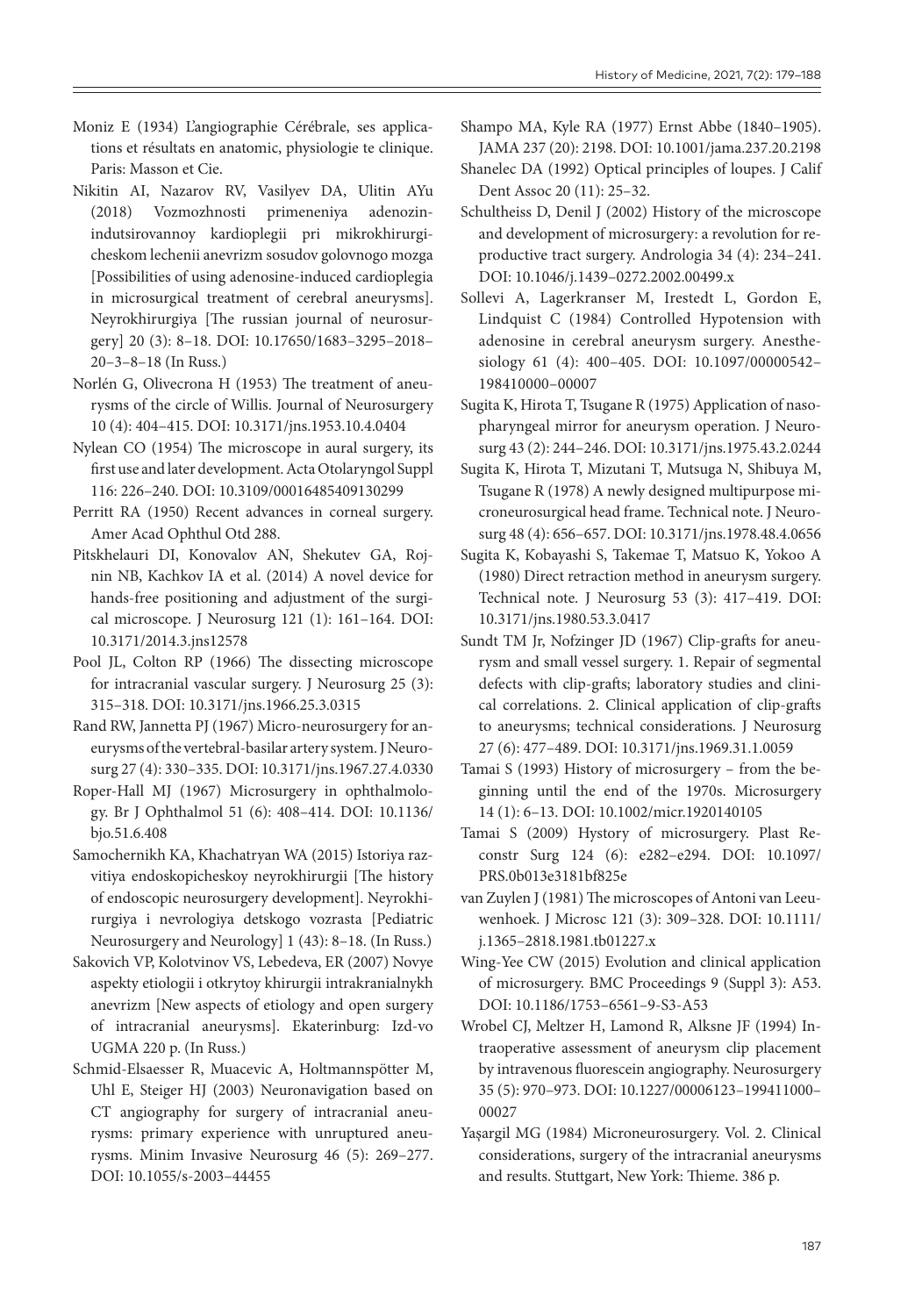Moniz E (1934) L'angiographie Cérébrale, ses applications et résultats en anatomic, physiologie te clinique. Paris: Masson et Cie.

Nikitin AI, Nazarov RV, Vasilyev DA, Ulitin AYu (2018) Vozmozhnosti primeneniya adenozinindutsirovannoy kardioplegii pri mikrokhirurgicheskom lechenii anevrizm sosudov golovnogo mozga [Possibilities of using adenosine-induced cardioplegia in microsurgical treatment of cerebral aneurysms]. Neyrokhirurgiya [The russian journal of neurosurgery] 20 (3): 8–18. DOI: 10.17650/1683–3295–2018–20–3–8–18 (In Russ.)

Norlén G, Olivecrona H (1953) The treatment of aneurysms of the circle of Willis. Journal of Neurosurgery 10 (4): 404–415. DOI: 10.3171/jns.1953.10.4.0404

Nylean CO (1954) The microscope in aural surgery, its first use and later development. Acta Otolaryngol Suppl 116: 226–240. DOI: 10.3109/00016485409130299

Perritt RA (1950) Recent advances in corneal surgery. Amer Acad Ophthul Otd 288.

Pitskhelauri DI, Konovalov AN, Shekutev GA, Rojnin NB, Kachkov IA et al. (2014) A novel device for hands-free positioning and adjustment of the surgical microscope. J Neurosurg 121 (1): 161–164. DOI: 10.3171/2014.3.jns12578

Pool JL, Colton RP (1966) The dissecting microscope for intracranial vascular surgery. J Neurosurg 25 (3): 315–318. DOI: 10.3171/jns.1966.25.3.0315

Rand RW, Jannetta PJ (1967) Micro-neurosurgery for aneurysms of the vertebral-basilar artery system. J Neurosurg 27 (4): 330–335. DOI: 10.3171/jns.1967.27.4.0330

Roper-Hall MJ (1967) Microsurgery in ophthalmology. Br J Ophthalmol 51 (6): 408–414. DOI: 10.1136/bjo.51.6.408

Samochernikh KA, Khachatryan WA (2015) Istoriya razvitiya endoskopicheskoy neyrokhirurgii [The history of endoscopic neurosurgery development]. Neyrokhirurgiya i nevrologiya detskogo vozrasta [Pediatric Neurosurgery and Neurology] 1 (43): 8–18. (In Russ.)

Sakovich VP, Kolotvinov VS, Lebedeva, ER (2007) Novye aspekty etiologii i otkrytoy khirurgii intrakranialnykh anevrizm [New aspects of etiology and open surgery of intracranial aneurysms]. Ekaterinburg: Izd-vo UGMA 220 p. (In Russ.)

Schmid-Elsaesser R, Muacevic A, Holtmannspötter M, Uhl E, Steiger HJ (2003) Neuronavigation based on CT angiography for surgery of intracranial aneurysms: primary experience with unruptured aneurysms. Minim Invasive Neurosurg 46 (5): 269–277. DOI: 10.1055/s-2003–44455

Shampo MA, Kyle RA (1977) Ernst Abbe (1840–1905). JAMA 237 (20): 2198. DOI: 10.1001/jama.237.20.2198

Shanelec DA (1992) Optical principles of loupes. J Calif Dent Assoc 20 (11): 25–32.

Schultheiss D, Denil J (2002) History of the microscope and development of microsurgery: a revolution for reproductive tract surgery. Andrologia 34 (4): 234–241. DOI: 10.1046/j.1439–0272.2002.00499.x

Sollevi A, Lagerkranser M, Irestedt L, Gordon E, Lindquist C (1984) Controlled Hypotension with adenosine in cerebral aneurysm surgery. Anesthesiology 61 (4): 400–405. DOI: 10.1097/00000542–198410000–00007

Sugita K, Hirota T, Tsugane R (1975) Application of nasopharyngeal mirror for aneurysm operation. J Neurosurg 43 (2): 244–246. DOI: 10.3171/jns.1975.43.2.0244

Sugita K, Hirota T, Mizutani T, Mutsuga N, Shibuya M, Tsugane R (1978) A newly designed multipurpose microneurosurgical head frame. Technical note. J Neurosurg 48 (4): 656–657. DOI: 10.3171/jns.1978.48.4.0656

Sugita K, Kobayashi S, Takemae T, Matsuo K, Yokoo A (1980) Direct retraction method in aneurysm surgery. Technical note. J Neurosurg 53 (3): 417–419. DOI: 10.3171/jns.1980.53.3.0417

Sundt TM Jr, Nofzinger JD (1967) Clip-grafts for aneurysm and small vessel surgery. 1. Repair of segmental defects with clip-grafts; laboratory studies and clinical correlations. 2. Clinical application of clip-grafts to aneurysms; technical considerations. J Neurosurg 27 (6): 477–489. DOI: 10.3171/jns.1969.31.1.0059

Tamai S (1993) History of microsurgery – from the beginning until the end of the 1970s. Microsurgery 14 (1): 6–13. DOI: 10.1002/micr.1920140105

Tamai S (2009) Hystory of microsurgery. Plast Reconstr Surg 124 (6): e282–e294. DOI: 10.1097/PRS.0b013e3181bf825e

van Zuylen J (1981) The microscopes of Antoni van Leeuwenhoek. J Microsc 121 (3): 309–328. DOI: 10.1111/j.1365–2818.1981.tb01227.x

Wing-Yee CW (2015) Evolution and clinical application of microsurgery. BMC Proceedings 9 (Suppl 3): A53. DOI: 10.1186/1753–6561–9-S3-A53

Wrobel CJ, Meltzer H, Lamond R, Alksne JF (1994) Intraoperative assessment of aneurysm clip placement by intravenous fluorescein angiography. Neurosurgery 35 (5): 970–973. DOI: 10.1227/00006123–199411000–00027

Yaşargil MG (1984) Microneurosurgery. Vol. 2. Clinical considerations, surgery of the intracranial aneurysms and results. Stuttgart, New York: Thieme. 386 p.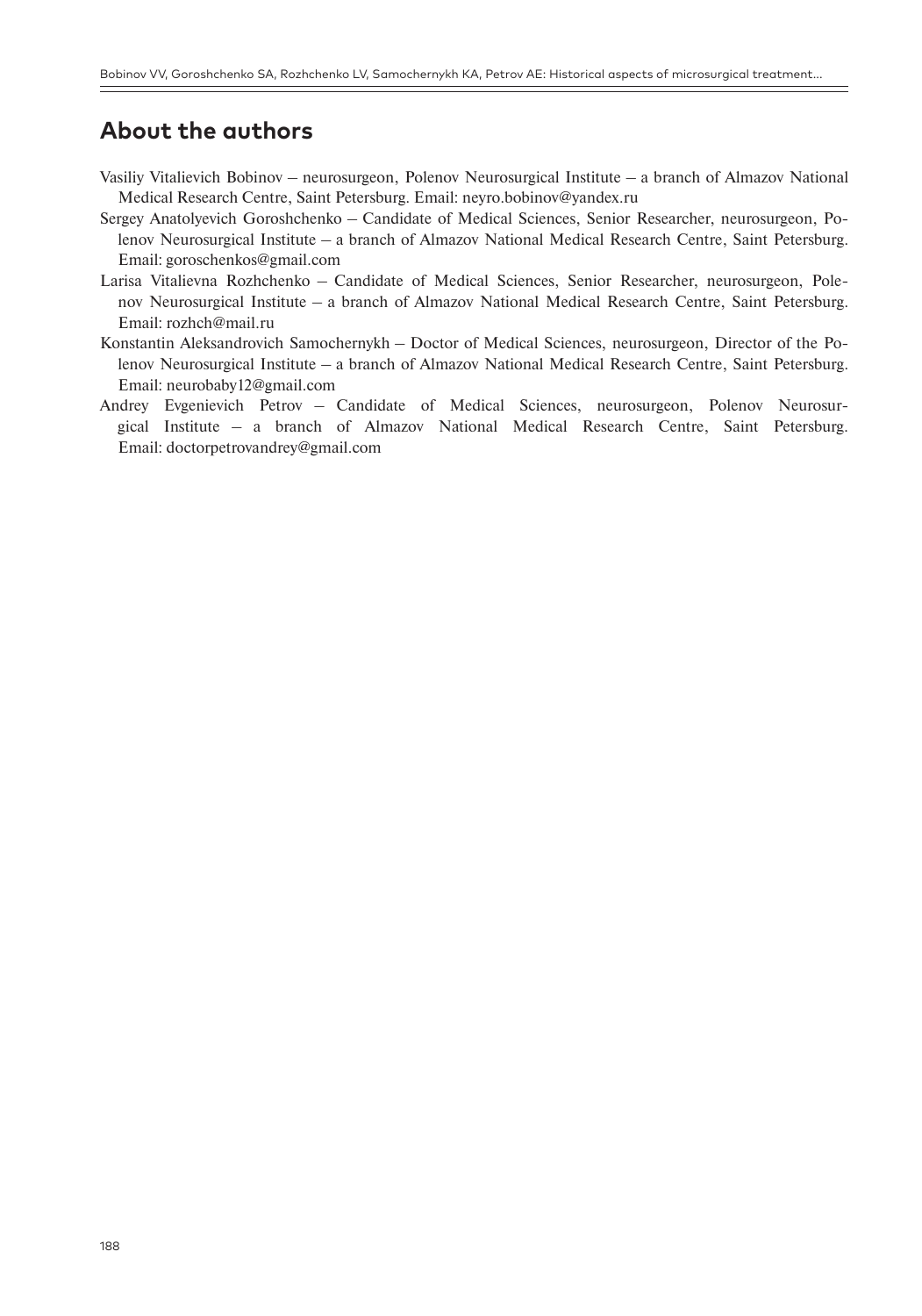## About the authors

Vasiliy Vitalievich Bobinov – neurosurgeon, Polenov Neurosurgical Institute – a branch of Almazov National Medical Research Centre, Saint Petersburg. Email: neyro.bobinov@yandex.ru

Sergey Anatolyevich Goroshchenko – Candidate of Medical Sciences, Senior Researcher, neurosurgeon, Polenov Neurosurgical Institute – a branch of Almazov National Medical Research Centre, Saint Petersburg. Email: goroschenkos@gmail.com

Larisa Vitalievna Rozhchenko – Candidate of Medical Sciences, Senior Researcher, neurosurgeon, Polenov Neurosurgical Institute – a branch of Almazov National Medical Research Centre, Saint Petersburg. Email: rozhch@mail.ru

Konstantin Aleksandrovich Samochernykh – Doctor of Medical Sciences, neurosurgeon, Director of the Polenov Neurosurgical Institute – a branch of Almazov National Medical Research Centre, Saint Petersburg. Email: neurobaby12@gmail.com

Andrey Evgenievich Petrov – Candidate of Medical Sciences, neurosurgeon, Polenov Neurosurgical Institute – a branch of Almazov National Medical Research Centre, Saint Petersburg. Email: doctorpetrovandrey@gmail.com